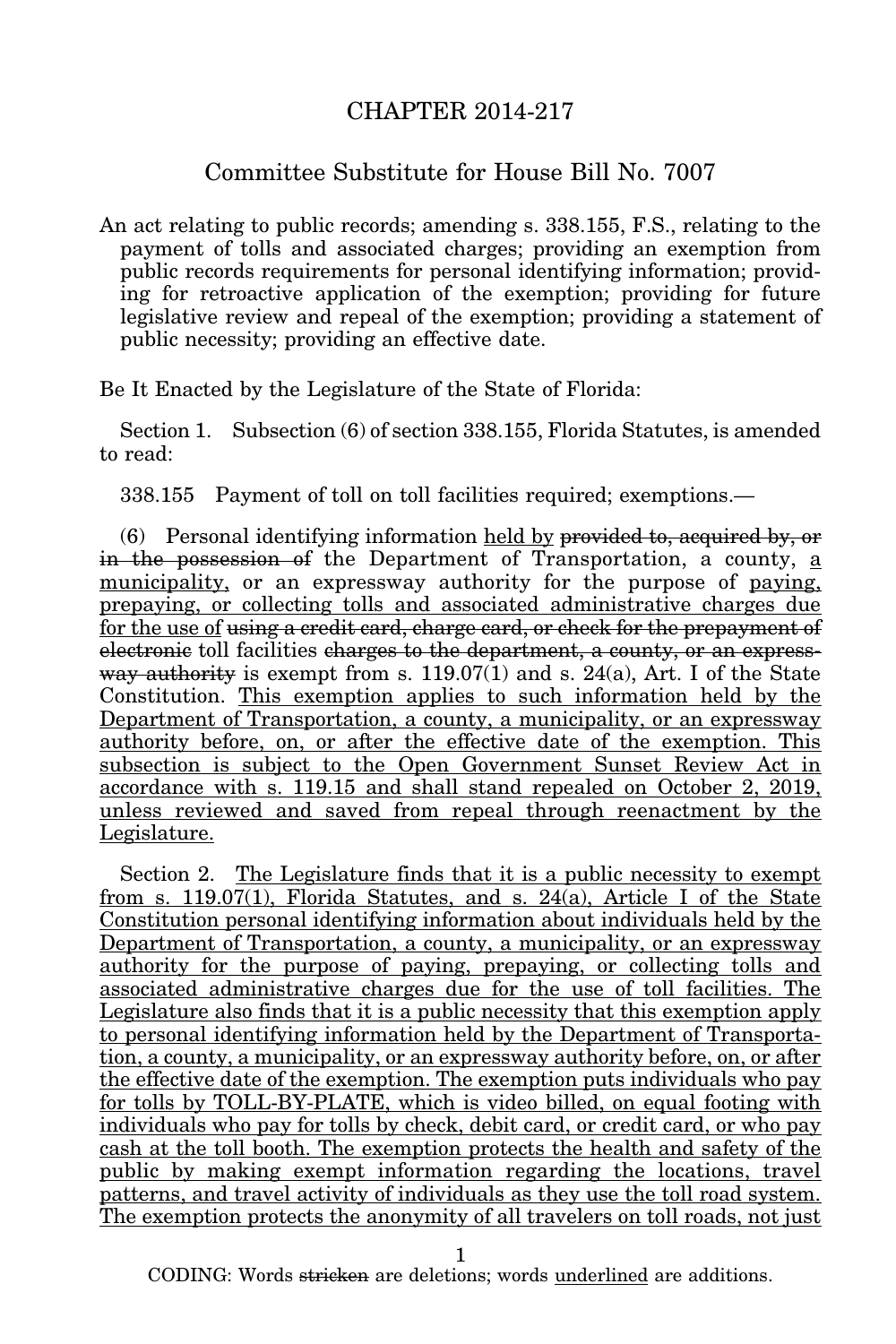# CHAPTER 2014-217

## Committee Substitute for House Bill No. 7007

An act relating to public records; amending s. 338.155, F.S., relating to the payment of tolls and associated charges; providing an exemption from public records requirements for personal identifying information; providing for retroactive application of the exemption; providing for future legislative review and repeal of the exemption; providing a statement of public necessity; providing an effective date.

Be It Enacted by the Legislature of the State of Florida:

Section 1. Subsection (6) of section 338.155, Florida Statutes, is amended to read:

338.155 Payment of toll on toll facilities required; exemptions.—

(6) Personal identifying information <u>held by</u> ~~provided to, acquired by, or in the possession of~~ the Department of Transportation, a county, <u>a municipality,</u> or an expressway authority for the purpose of <u>paying, prepaying, or collecting tolls and associated administrative charges due for the use of</u> ~~using a credit card, charge card, or check for the prepayment of electronic~~ toll facilities ~~charges to the department, a county, or an expressway authority~~ is exempt from s. 119.07(1) and s. 24(a), Art. I of the State Constitution. <u>This exemption applies to such information held by the Department of Transportation, a county, a municipality, or an expressway authority before, on, or after the effective date of the exemption. This subsection is subject to the Open Government Sunset Review Act in accordance with s. 119.15 and shall stand repealed on October 2, 2019, unless reviewed and saved from repeal through reenactment by the Legislature.</u>

Section 2. <u>The Legislature finds that it is a public necessity to exempt from s. 119.07(1), Florida Statutes, and s. 24(a), Article I of the State Constitution personal identifying information about individuals held by the Department of Transportation, a county, a municipality, or an expressway authority for the purpose of paying, prepaying, or collecting tolls and associated administrative charges due for the use of toll facilities. The Legislature also finds that it is a public necessity that this exemption apply to personal identifying information held by the Department of Transportation, a county, a municipality, or an expressway authority before, on, or after the effective date of the exemption. The exemption puts individuals who pay for tolls by TOLL-BY-PLATE, which is video billed, on equal footing with individuals who pay for tolls by check, debit card, or credit card, or who pay cash at the toll booth. The exemption protects the health and safety of the public by making exempt information regarding the locations, travel patterns, and travel activity of individuals as they use the toll road system. The exemption protects the anonymity of all travelers on toll roads, not just</u>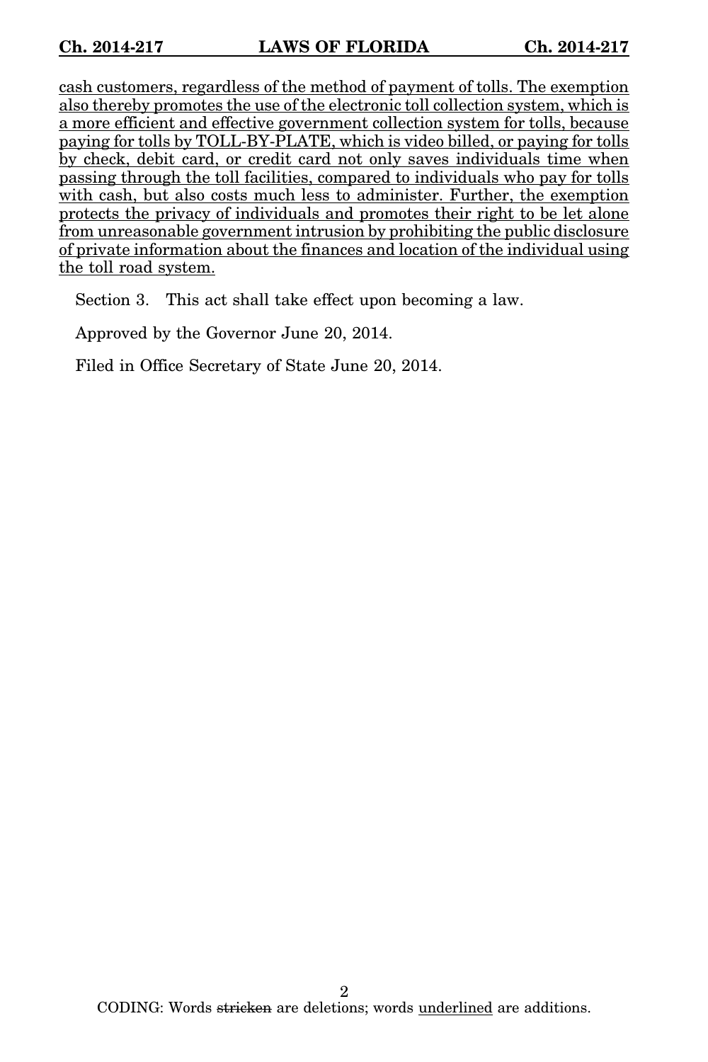cash customers, regardless of the method of payment of tolls. The exemption also thereby promotes the use of the electronic toll collection system, which is a more efficient and effective government collection system for tolls, because paying for tolls by TOLL-BY-PLATE, which is video billed, or paying for tolls by check, debit card, or credit card not only saves individuals time when passing through the toll facilities, compared to individuals who pay for tolls with cash, but also costs much less to administer. Further, the exemption protects the privacy of individuals and promotes their right to be let alone from unreasonable government intrusion by prohibiting the public disclosure of private information about the finances and location of the individual using the toll road system.

Section 3. This act shall take effect upon becoming a law.

Approved by the Governor June 20, 2014.

Filed in Office Secretary of State June 20, 2014.